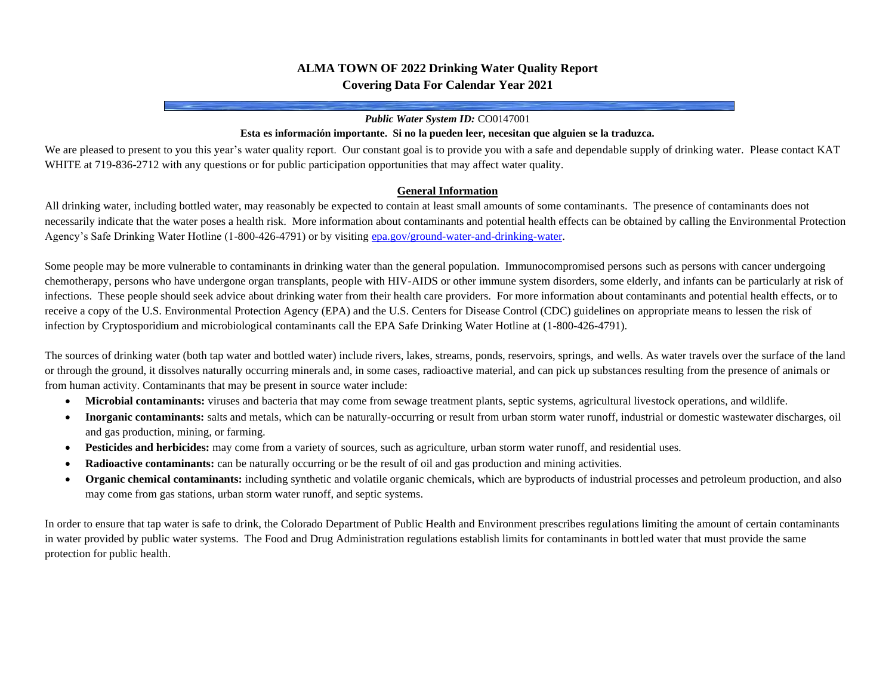# ALMA TOWN OF 2022 Drinking Water Quality Report
## Covering Data For Calendar Year 2021

***Public Water System ID:*** CO0147001

**Esta es información importante. Si no la pueden leer, necesitan que alguien se la traduzca.**

We are pleased to present to you this year's water quality report. Our constant goal is to provide you with a safe and dependable supply of drinking water. Please contact KAT WHITE at 719-836-2712 with any questions or for public participation opportunities that may affect water quality.

### General Information

All drinking water, including bottled water, may reasonably be expected to contain at least small amounts of some contaminants. The presence of contaminants does not necessarily indicate that the water poses a health risk. More information about contaminants and potential health effects can be obtained by calling the Environmental Protection Agency's Safe Drinking Water Hotline (1-800-426-4791) or by visiting epa.gov/ground-water-and-drinking-water.

Some people may be more vulnerable to contaminants in drinking water than the general population. Immunocompromised persons such as persons with cancer undergoing chemotherapy, persons who have undergone organ transplants, people with HIV-AIDS or other immune system disorders, some elderly, and infants can be particularly at risk of infections. These people should seek advice about drinking water from their health care providers. For more information about contaminants and potential health effects, or to receive a copy of the U.S. Environmental Protection Agency (EPA) and the U.S. Centers for Disease Control (CDC) guidelines on appropriate means to lessen the risk of infection by Cryptosporidium and microbiological contaminants call the EPA Safe Drinking Water Hotline at (1-800-426-4791).

The sources of drinking water (both tap water and bottled water) include rivers, lakes, streams, ponds, reservoirs, springs, and wells. As water travels over the surface of the land or through the ground, it dissolves naturally occurring minerals and, in some cases, radioactive material, and can pick up substances resulting from the presence of animals or from human activity. Contaminants that may be present in source water include:

- **Microbial contaminants:** viruses and bacteria that may come from sewage treatment plants, septic systems, agricultural livestock operations, and wildlife.
- **Inorganic contaminants:** salts and metals, which can be naturally-occurring or result from urban storm water runoff, industrial or domestic wastewater discharges, oil and gas production, mining, or farming.
- **Pesticides and herbicides:** may come from a variety of sources, such as agriculture, urban storm water runoff, and residential uses.
- **Radioactive contaminants:** can be naturally occurring or be the result of oil and gas production and mining activities.
- **Organic chemical contaminants:** including synthetic and volatile organic chemicals, which are byproducts of industrial processes and petroleum production, and also may come from gas stations, urban storm water runoff, and septic systems.

In order to ensure that tap water is safe to drink, the Colorado Department of Public Health and Environment prescribes regulations limiting the amount of certain contaminants in water provided by public water systems. The Food and Drug Administration regulations establish limits for contaminants in bottled water that must provide the same protection for public health.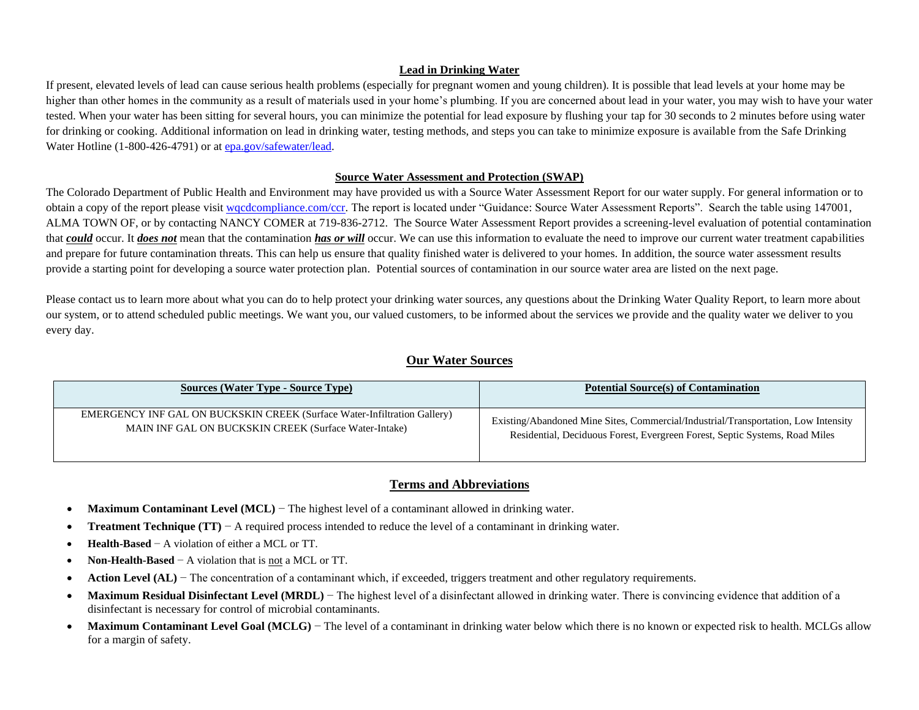## Lead in Drinking Water

If present, elevated levels of lead can cause serious health problems (especially for pregnant women and young children). It is possible that lead levels at your home may be higher than other homes in the community as a result of materials used in your home's plumbing. If you are concerned about lead in your water, you may wish to have your water tested. When your water has been sitting for several hours, you can minimize the potential for lead exposure by flushing your tap for 30 seconds to 2 minutes before using water for drinking or cooking. Additional information on lead in drinking water, testing methods, and steps you can take to minimize exposure is available from the Safe Drinking Water Hotline (1-800-426-4791) or at [epa.gov/safewater/lead](epa.gov/safewater/lead).

## Source Water Assessment and Protection (SWAP)

The Colorado Department of Public Health and Environment may have provided us with a Source Water Assessment Report for our water supply. For general information or to obtain a copy of the report please visit [wqcdcompliance.com/ccr](wqcdcompliance.com/ccr). The report is located under "Guidance: Source Water Assessment Reports". Search the table using 147001, ALMA TOWN OF, or by contacting NANCY COMER at 719-836-2712. The Source Water Assessment Report provides a screening-level evaluation of potential contamination that ***could*** occur. It ***does not*** mean that the contamination ***has or will*** occur. We can use this information to evaluate the need to improve our current water treatment capabilities and prepare for future contamination threats. This can help us ensure that quality finished water is delivered to your homes. In addition, the source water assessment results provide a starting point for developing a source water protection plan. Potential sources of contamination in our source water area are listed on the next page.

Please contact us to learn more about what you can do to help protect your drinking water sources, any questions about the Drinking Water Quality Report, to learn more about our system, or to attend scheduled public meetings. We want you, our valued customers, to be informed about the services we provide and the quality water we deliver to you every day.

## Our Water Sources

| Sources (Water Type - Source Type) | Potential Source(s) of Contamination |
|---|---|
| EMERGENCY INF GAL ON BUCKSKIN CREEK (Surface Water-Infiltration Gallery)<br>MAIN INF GAL ON BUCKSKIN CREEK (Surface Water-Intake) | Existing/Abandoned Mine Sites, Commercial/Industrial/Transportation, Low Intensity Residential, Deciduous Forest, Evergreen Forest, Septic Systems, Road Miles |

## Terms and Abbreviations

- **Maximum Contaminant Level (MCL)** − The highest level of a contaminant allowed in drinking water.
- **Treatment Technique (TT)** − A required process intended to reduce the level of a contaminant in drinking water.
- **Health-Based** − A violation of either a MCL or TT.
- **Non-Health-Based** − A violation that is not a MCL or TT.
- **Action Level (AL)** − The concentration of a contaminant which, if exceeded, triggers treatment and other regulatory requirements.
- **Maximum Residual Disinfectant Level (MRDL)** − The highest level of a disinfectant allowed in drinking water. There is convincing evidence that addition of a disinfectant is necessary for control of microbial contaminants.
- **Maximum Contaminant Level Goal (MCLG)** − The level of a contaminant in drinking water below which there is no known or expected risk to health. MCLGs allow for a margin of safety.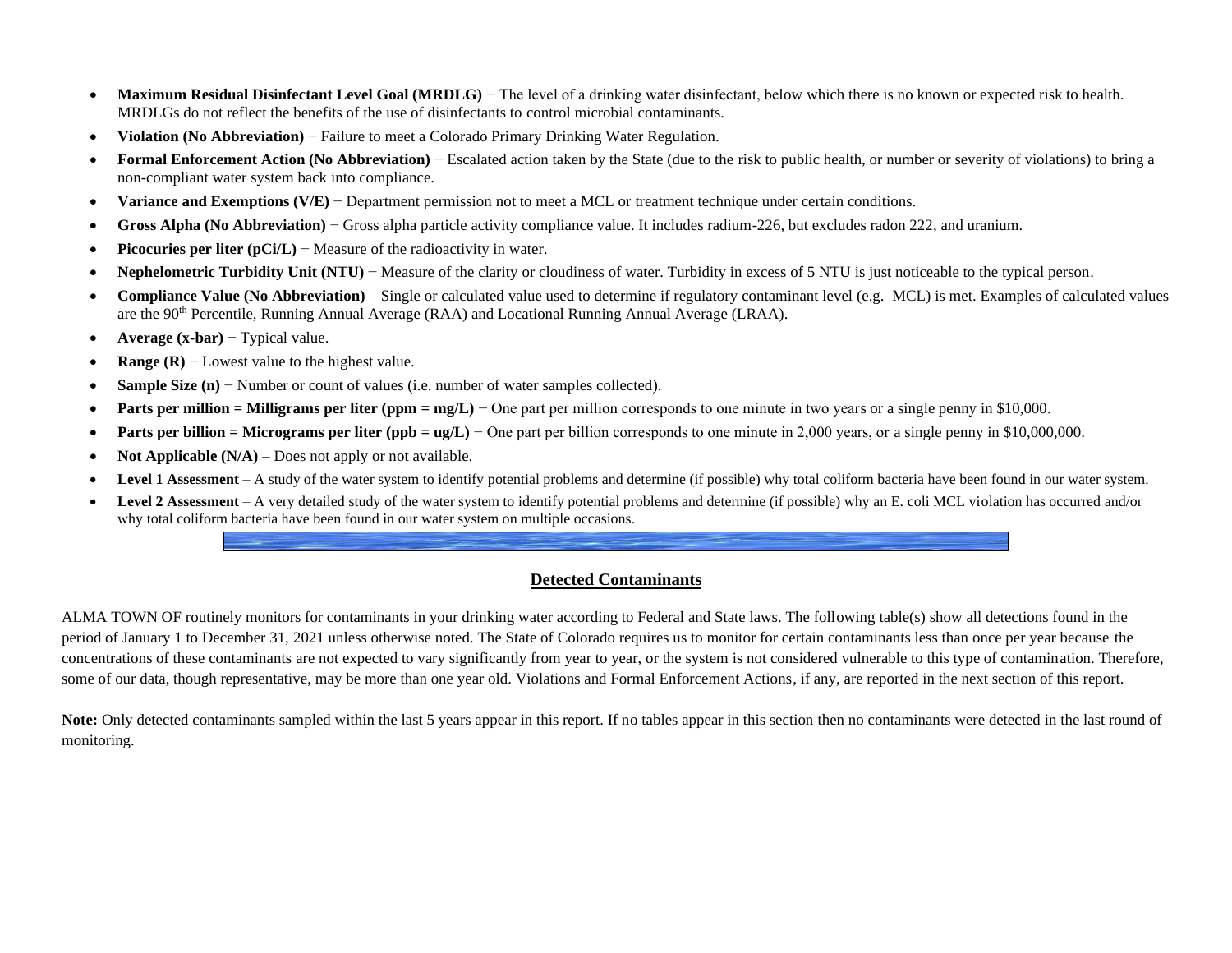- **Maximum Residual Disinfectant Level Goal (MRDLG)** − The level of a drinking water disinfectant, below which there is no known or expected risk to health. MRDLGs do not reflect the benefits of the use of disinfectants to control microbial contaminants.
- **Violation (No Abbreviation)** − Failure to meet a Colorado Primary Drinking Water Regulation.
- **Formal Enforcement Action (No Abbreviation)** − Escalated action taken by the State (due to the risk to public health, or number or severity of violations) to bring a non-compliant water system back into compliance.
- **Variance and Exemptions (V/E)** − Department permission not to meet a MCL or treatment technique under certain conditions.
- **Gross Alpha (No Abbreviation)** − Gross alpha particle activity compliance value. It includes radium-226, but excludes radon 222, and uranium.
- **Picocuries per liter (pCi/L)** − Measure of the radioactivity in water.
- **Nephelometric Turbidity Unit (NTU)** − Measure of the clarity or cloudiness of water. Turbidity in excess of 5 NTU is just noticeable to the typical person.
- **Compliance Value (No Abbreviation)** – Single or calculated value used to determine if regulatory contaminant level (e.g. MCL) is met. Examples of calculated values are the 90th Percentile, Running Annual Average (RAA) and Locational Running Annual Average (LRAA).
- **Average (x-bar)** − Typical value.
- **Range (R)** − Lowest value to the highest value.
- **Sample Size (n)** − Number or count of values (i.e. number of water samples collected).
- **Parts per million = Milligrams per liter (ppm = mg/L)** − One part per million corresponds to one minute in two years or a single penny in $10,000.
- **Parts per billion = Micrograms per liter (ppb = ug/L)** − One part per billion corresponds to one minute in 2,000 years, or a single penny in $10,000,000.
- **Not Applicable (N/A)** – Does not apply or not available.
- **Level 1 Assessment** – A study of the water system to identify potential problems and determine (if possible) why total coliform bacteria have been found in our water system.
- **Level 2 Assessment** – A very detailed study of the water system to identify potential problems and determine (if possible) why an E. coli MCL violation has occurred and/or why total coliform bacteria have been found in our water system on multiple occasions.

## Detected Contaminants

ALMA TOWN OF routinely monitors for contaminants in your drinking water according to Federal and State laws. The following table(s) show all detections found in the period of January 1 to December 31, 2021 unless otherwise noted. The State of Colorado requires us to monitor for certain contaminants less than once per year because the concentrations of these contaminants are not expected to vary significantly from year to year, or the system is not considered vulnerable to this type of contamination. Therefore, some of our data, though representative, may be more than one year old. Violations and Formal Enforcement Actions, if any, are reported in the next section of this report.

**Note:** Only detected contaminants sampled within the last 5 years appear in this report. If no tables appear in this section then no contaminants were detected in the last round of monitoring.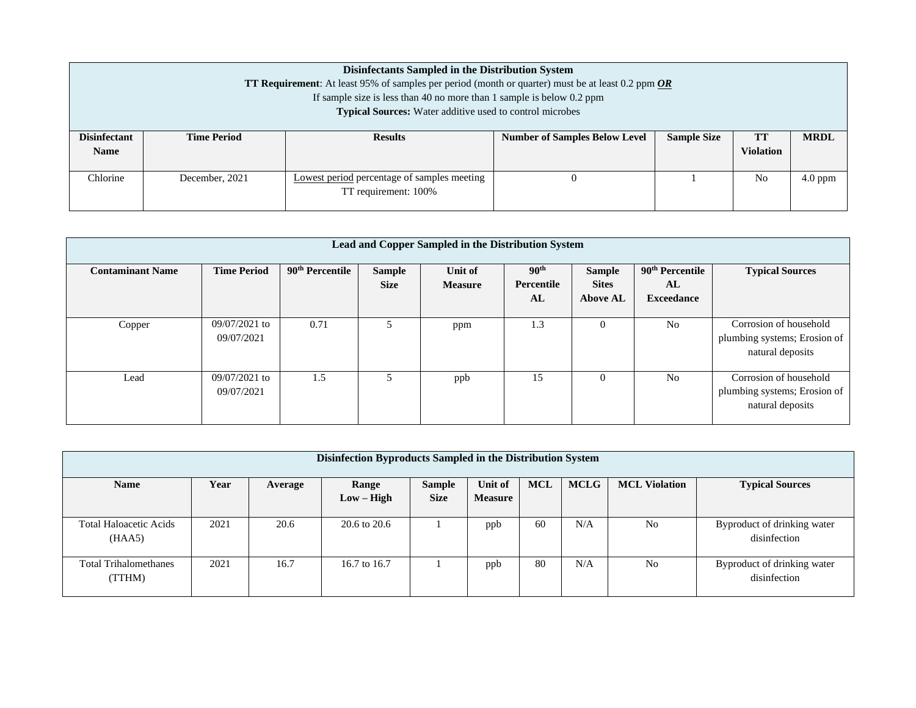| **Disinfectants Sampled in the Distribution System**<br>**TT Requirement**: At least 95% of samples per period (month or quarter) must be at least 0.2 ppm ***OR***<br>If sample size is less than 40 no more than 1 sample is below 0.2 ppm<br>**Typical Sources:** Water additive used to control microbes | | | | | | |
|---|---|---|---|---|---|---|
| **Disinfectant Name** | **Time Period** | **Results** | **Number of Samples Below Level** | **Sample Size** | **TT Violation** | **MRDL** |
| Chlorine | December, 2021 | Lowest period percentage of samples meeting TT requirement: 100% | 0 | 1 | No | 4.0 ppm |

| **Lead and Copper Sampled in the Distribution System** | | | | | | | | |
|---|---|---|---|---|---|---|---|---|
| **Contaminant Name** | **Time Period** | **90th Percentile** | **Sample Size** | **Unit of Measure** | **90th Percentile AL** | **Sample Sites Above AL** | **90th Percentile AL Exceedance** | **Typical Sources** |
| Copper | 09/07/2021 to 09/07/2021 | 0.71 | 5 | ppm | 1.3 | 0 | No | Corrosion of household plumbing systems; Erosion of natural deposits |
| Lead | 09/07/2021 to 09/07/2021 | 1.5 | 5 | ppb | 15 | 0 | No | Corrosion of household plumbing systems; Erosion of natural deposits |

| **Disinfection Byproducts Sampled in the Distribution System** | | | | | | | | | |
|---|---|---|---|---|---|---|---|---|---|
| **Name** | **Year** | **Average** | **Range Low – High** | **Sample Size** | **Unit of Measure** | **MCL** | **MCLG** | **MCL Violation** | **Typical Sources** |
| Total Haloacetic Acids (HAA5) | 2021 | 20.6 | 20.6 to 20.6 | 1 | ppb | 60 | N/A | No | Byproduct of drinking water disinfection |
| Total Trihalomethanes (TTHM) | 2021 | 16.7 | 16.7 to 16.7 | 1 | ppb | 80 | N/A | No | Byproduct of drinking water disinfection |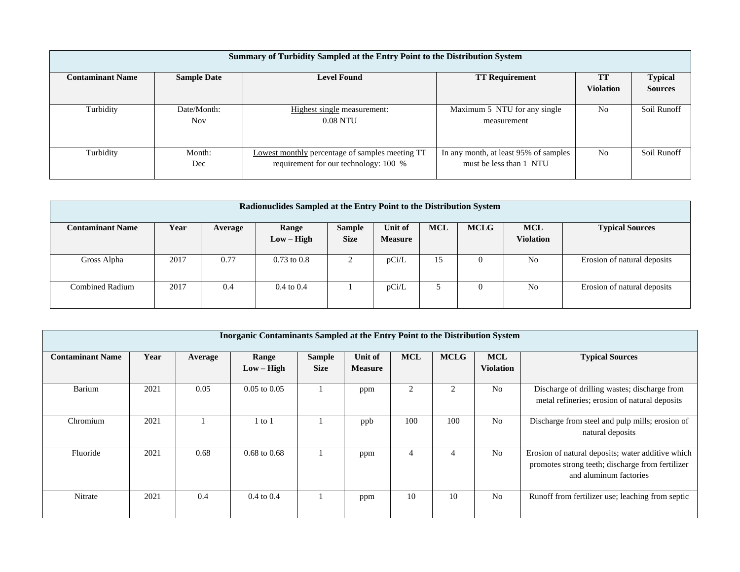| Summary of Turbidity Sampled at the Entry Point to the Distribution System | | | | | |
|---|---|---|---|---|---|
| **Contaminant Name** | **Sample Date** | **Level Found** | **TT Requirement** | **TT Violation** | **Typical Sources** |
| Turbidity | Date/Month: Nov | Highest single measurement: 0.08 NTU | Maximum 5 NTU for any single measurement | No | Soil Runoff |
| Turbidity | Month: Dec | Lowest monthly percentage of samples meeting TT requirement for our technology: 100 % | In any month, at least 95% of samples must be less than 1 NTU | No | Soil Runoff |

| Radionuclides Sampled at the Entry Point to the Distribution System | | | | | | | | | |
|---|---|---|---|---|---|---|---|---|---|
| **Contaminant Name** | **Year** | **Average** | **Range Low – High** | **Sample Size** | **Unit of Measure** | **MCL** | **MCLG** | **MCL Violation** | **Typical Sources** |
| Gross Alpha | 2017 | 0.77 | 0.73 to 0.8 | 2 | pCi/L | 15 | 0 | No | Erosion of natural deposits |
| Combined Radium | 2017 | 0.4 | 0.4 to 0.4 | 1 | pCi/L | 5 | 0 | No | Erosion of natural deposits |

| Inorganic Contaminants Sampled at the Entry Point to the Distribution System | | | | | | | | | |
|---|---|---|---|---|---|---|---|---|---|
| **Contaminant Name** | **Year** | **Average** | **Range Low – High** | **Sample Size** | **Unit of Measure** | **MCL** | **MCLG** | **MCL Violation** | **Typical Sources** |
| Barium | 2021 | 0.05 | 0.05 to 0.05 | 1 | ppm | 2 | 2 | No | Discharge of drilling wastes; discharge from metal refineries; erosion of natural deposits |
| Chromium | 2021 | 1 | 1 to 1 | 1 | ppb | 100 | 100 | No | Discharge from steel and pulp mills; erosion of natural deposits |
| Fluoride | 2021 | 0.68 | 0.68 to 0.68 | 1 | ppm | 4 | 4 | No | Erosion of natural deposits; water additive which promotes strong teeth; discharge from fertilizer and aluminum factories |
| Nitrate | 2021 | 0.4 | 0.4 to 0.4 | 1 | ppm | 10 | 10 | No | Runoff from fertilizer use; leaching from septic |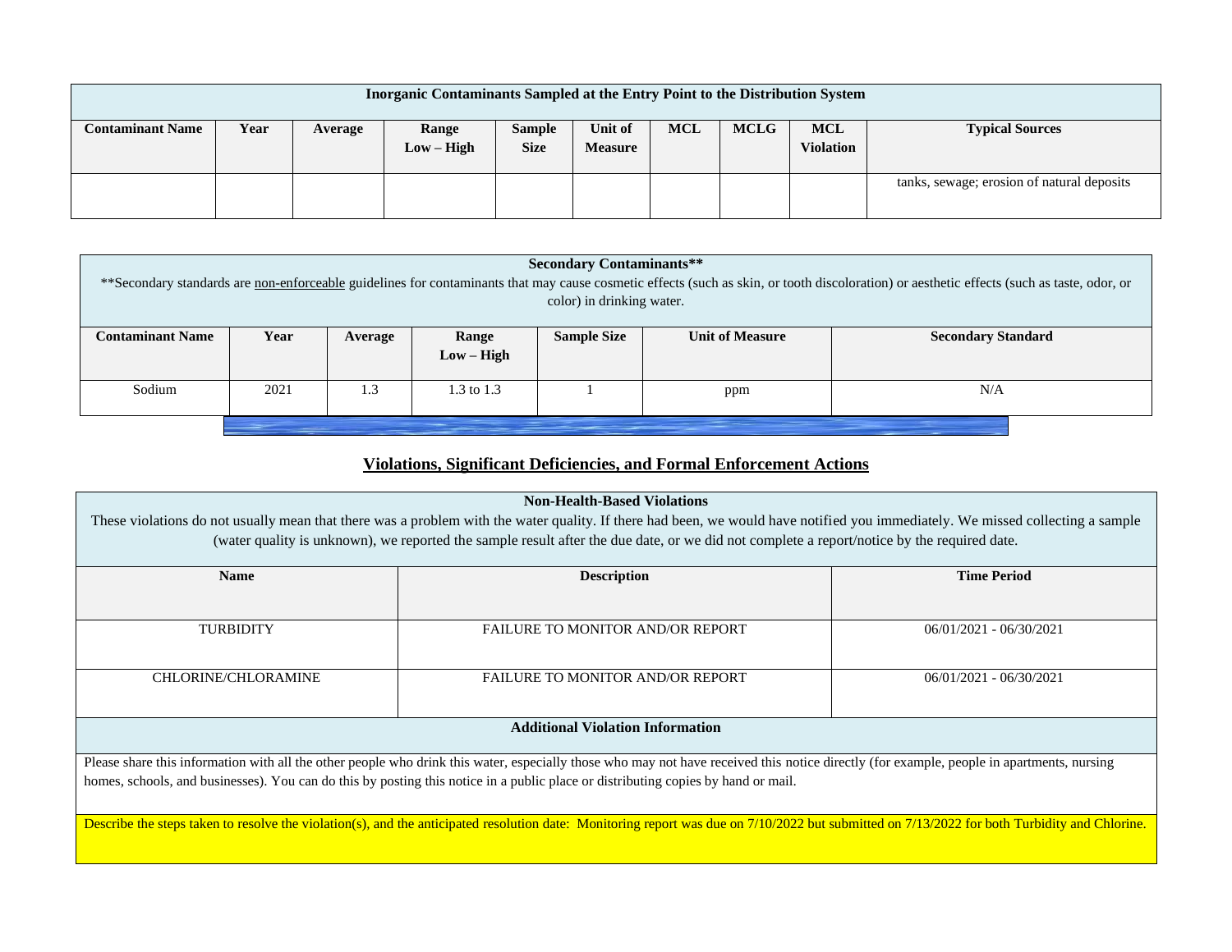| Inorganic Contaminants Sampled at the Entry Point to the Distribution System | | | | | | | | | |
|---|---|---|---|---|---|---|---|---|---|
| **Contaminant Name** | **Year** | **Average** | **Range Low – High** | **Sample Size** | **Unit of Measure** | **MCL** | **MCLG** | **MCL Violation** | **Typical Sources** |
| | | | | | | | | | tanks, sewage; erosion of natural deposits |

| Secondary Contaminants** | | | | | | |
|---|---|---|---|---|---|---|
| **Secondary standards are non-enforceable guidelines for contaminants that may cause cosmetic effects (such as skin, or tooth discoloration) or aesthetic effects (such as taste, odor, or color) in drinking water. | | | | | | |
| **Contaminant Name** | **Year** | **Average** | **Range Low – High** | **Sample Size** | **Unit of Measure** | **Secondary Standard** |
| Sodium | 2021 | 1.3 | 1.3 to 1.3 | 1 | ppm | N/A |

## Violations, Significant Deficiencies, and Formal Enforcement Actions

| Non-Health-Based Violations | | |
|---|---|---|
| These violations do not usually mean that there was a problem with the water quality. If there had been, we would have notified you immediately. We missed collecting a sample (water quality is unknown), we reported the sample result after the due date, or we did not complete a report/notice by the required date. | | |
| **Name** | **Description** | **Time Period** |
| TURBIDITY | FAILURE TO MONITOR AND/OR REPORT | 06/01/2021 - 06/30/2021 |
| CHLORINE/CHLORAMINE | FAILURE TO MONITOR AND/OR REPORT | 06/01/2021 - 06/30/2021 |
| **Additional Violation Information** | | |
| Please share this information with all the other people who drink this water, especially those who may not have received this notice directly (for example, people in apartments, nursing homes, schools, and businesses). You can do this by posting this notice in a public place or distributing copies by hand or mail. | | |
| Describe the steps taken to resolve the violation(s), and the anticipated resolution date: Monitoring report was due on 7/10/2022 but submitted on 7/13/2022 for both Turbidity and Chlorine. | | |